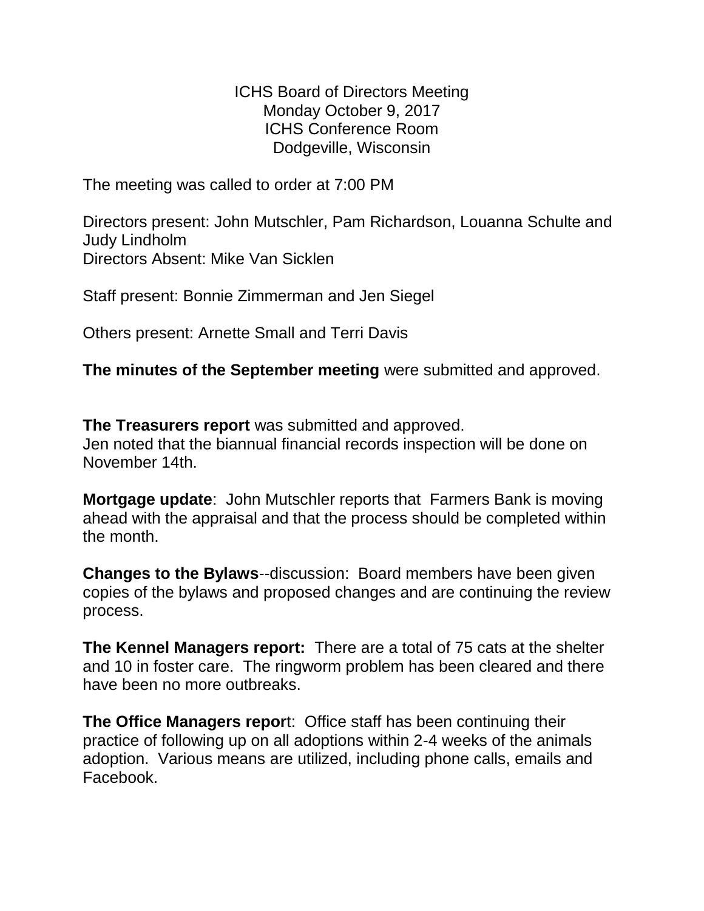ICHS Board of Directors Meeting
Monday October 9, 2017
ICHS Conference Room
Dodgeville, Wisconsin

The meeting was called to order at 7:00 PM

Directors present: John Mutschler, Pam Richardson, Louanna Schulte and Judy Lindholm
Directors Absent: Mike Van Sicklen

Staff present: Bonnie Zimmerman and Jen Siegel

Others present: Arnette Small and Terri Davis

**The minutes of the September meeting** were submitted and approved.

**The Treasurers report** was submitted and approved.
Jen noted that the biannual financial records inspection will be done on November 14th.

**Mortgage update**: John Mutschler reports that Farmers Bank is moving ahead with the appraisal and that the process should be completed within the month.

**Changes to the Bylaws**--discussion: Board members have been given copies of the bylaws and proposed changes and are continuing the review process.

**The Kennel Managers report:** There are a total of 75 cats at the shelter and 10 in foster care. The ringworm problem has been cleared and there have been no more outbreaks.

**The Office Managers repor**t: Office staff has been continuing their practice of following up on all adoptions within 2-4 weeks of the animals adoption. Various means are utilized, including phone calls, emails and Facebook.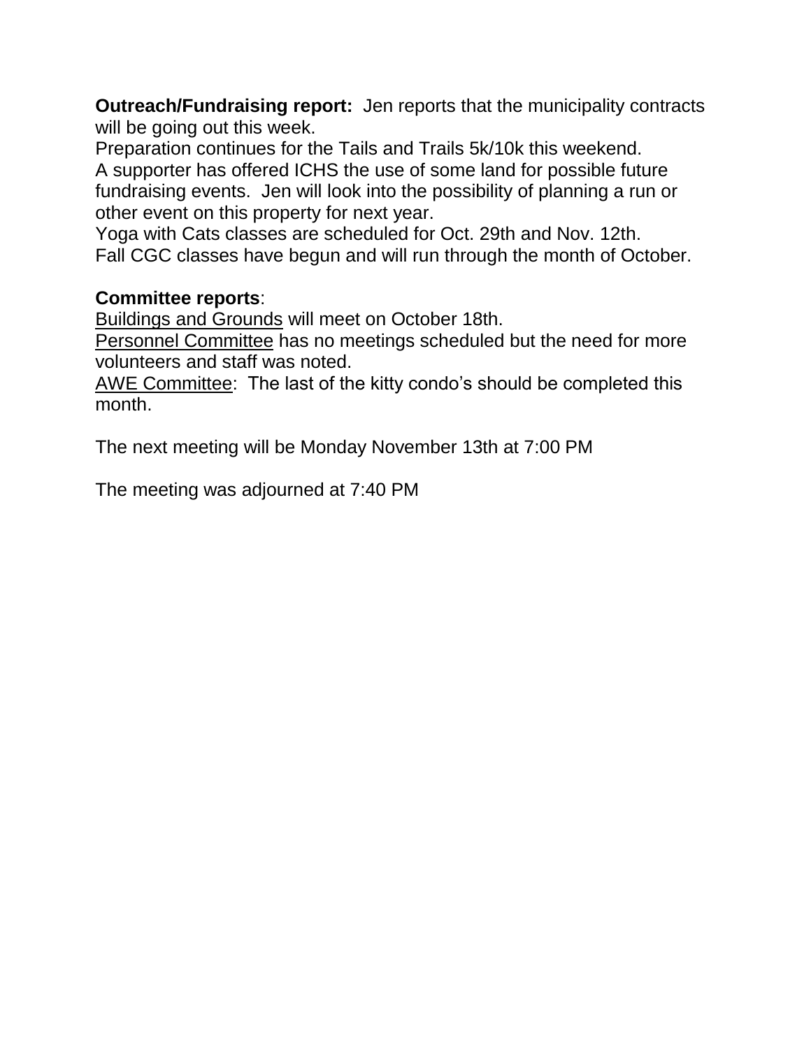**Outreach/Fundraising report:** Jen reports that the municipality contracts will be going out this week.
Preparation continues for the Tails and Trails 5k/10k this weekend.
A supporter has offered ICHS the use of some land for possible future fundraising events. Jen will look into the possibility of planning a run or other event on this property for next year.
Yoga with Cats classes are scheduled for Oct. 29th and Nov. 12th.
Fall CGC classes have begun and will run through the month of October.

**Committee reports**:
<u>Buildings and Grounds</u> will meet on October 18th.
<u>Personnel Committee</u> has no meetings scheduled but the need for more volunteers and staff was noted.
<u>AWE Committee</u>: The last of the kitty condo's should be completed this month.

The next meeting will be Monday November 13th at 7:00 PM

The meeting was adjourned at 7:40 PM